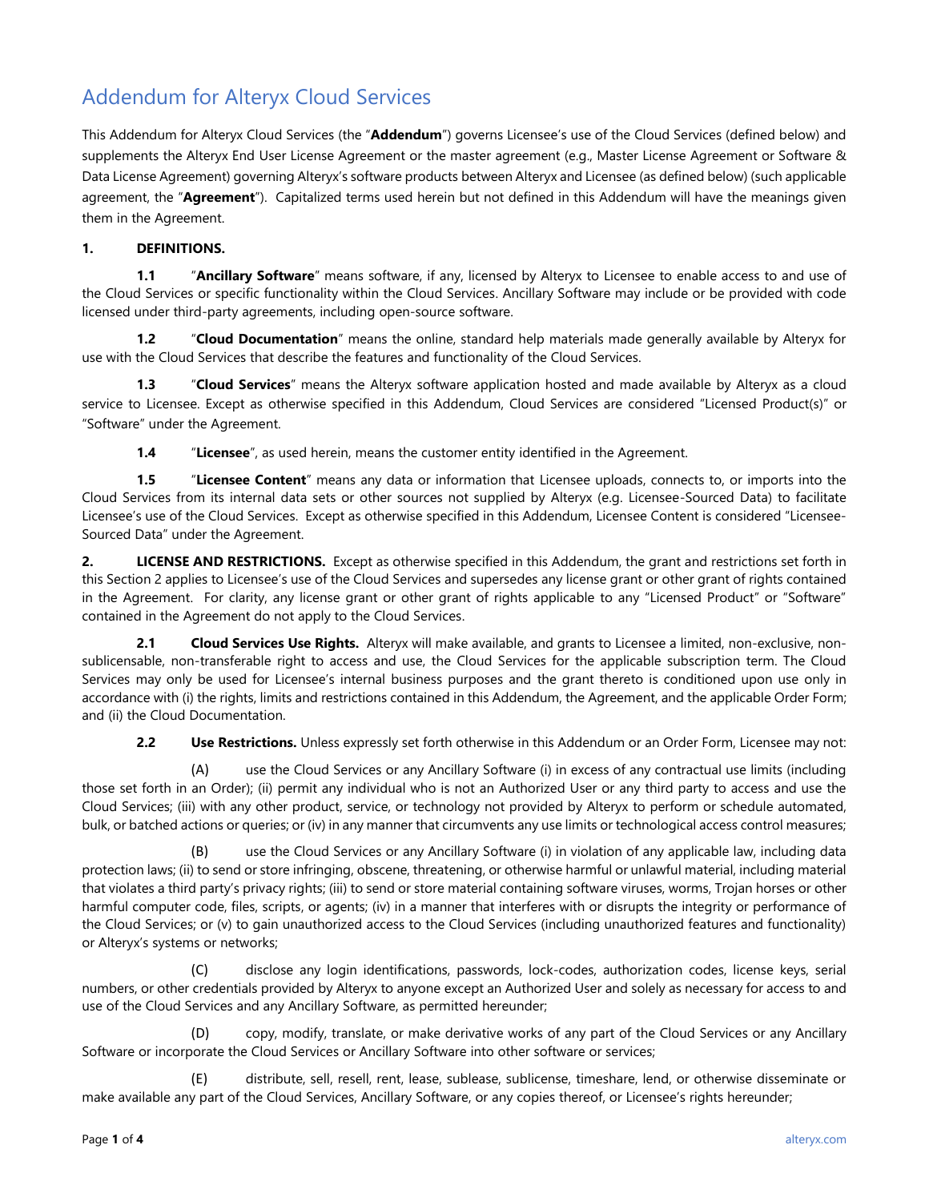# Addendum for Alteryx Cloud Services

This Addendum for Alteryx Cloud Services (the "**Addendum**") governs Licensee's use of the Cloud Services (defined below) and supplements the Alteryx End User License Agreement or the master agreement (e.g., Master License Agreement or Software & Data License Agreement) governing Alteryx's software products between Alteryx and Licensee (as defined below) (such applicable agreement, the "**Agreement**"). Capitalized terms used herein but not defined in this Addendum will have the meanings given them in the Agreement.

**1. DEFINITIONS.**

**1.1** "**Ancillary Software**" means software, if any, licensed by Alteryx to Licensee to enable access to and use of the Cloud Services or specific functionality within the Cloud Services. Ancillary Software may include or be provided with code licensed under third-party agreements, including open-source software.

**1.2** "**Cloud Documentation**" means the online, standard help materials made generally available by Alteryx for use with the Cloud Services that describe the features and functionality of the Cloud Services.

**1.3** "**Cloud Services**" means the Alteryx software application hosted and made available by Alteryx as a cloud service to Licensee. Except as otherwise specified in this Addendum, Cloud Services are considered "Licensed Product(s)" or "Software" under the Agreement.

**1.4** "**Licensee**", as used herein, means the customer entity identified in the Agreement.

**1.5** "**Licensee Content**" means any data or information that Licensee uploads, connects to, or imports into the Cloud Services from its internal data sets or other sources not supplied by Alteryx (e.g. Licensee-Sourced Data) to facilitate Licensee's use of the Cloud Services. Except as otherwise specified in this Addendum, Licensee Content is considered "Licensee-Sourced Data" under the Agreement.

**2. LICENSE AND RESTRICTIONS.** Except as otherwise specified in this Addendum, the grant and restrictions set forth in this Section 2 applies to Licensee's use of the Cloud Services and supersedes any license grant or other grant of rights contained in the Agreement. For clarity, any license grant or other grant of rights applicable to any "Licensed Product" or "Software" contained in the Agreement do not apply to the Cloud Services.

**2.1 Cloud Services Use Rights.** Alteryx will make available, and grants to Licensee a limited, non-exclusive, non-sublicensable, non-transferable right to access and use, the Cloud Services for the applicable subscription term. The Cloud Services may only be used for Licensee's internal business purposes and the grant thereto is conditioned upon use only in accordance with (i) the rights, limits and restrictions contained in this Addendum, the Agreement, and the applicable Order Form; and (ii) the Cloud Documentation.

**2.2 Use Restrictions.** Unless expressly set forth otherwise in this Addendum or an Order Form, Licensee may not:

(A) use the Cloud Services or any Ancillary Software (i) in excess of any contractual use limits (including those set forth in an Order); (ii) permit any individual who is not an Authorized User or any third party to access and use the Cloud Services; (iii) with any other product, service, or technology not provided by Alteryx to perform or schedule automated, bulk, or batched actions or queries; or (iv) in any manner that circumvents any use limits or technological access control measures;

(B) use the Cloud Services or any Ancillary Software (i) in violation of any applicable law, including data protection laws; (ii) to send or store infringing, obscene, threatening, or otherwise harmful or unlawful material, including material that violates a third party's privacy rights; (iii) to send or store material containing software viruses, worms, Trojan horses or other harmful computer code, files, scripts, or agents; (iv) in a manner that interferes with or disrupts the integrity or performance of the Cloud Services; or (v) to gain unauthorized access to the Cloud Services (including unauthorized features and functionality) or Alteryx's systems or networks;

(C) disclose any login identifications, passwords, lock-codes, authorization codes, license keys, serial numbers, or other credentials provided by Alteryx to anyone except an Authorized User and solely as necessary for access to and use of the Cloud Services and any Ancillary Software, as permitted hereunder;

(D) copy, modify, translate, or make derivative works of any part of the Cloud Services or any Ancillary Software or incorporate the Cloud Services or Ancillary Software into other software or services;

(E) distribute, sell, resell, rent, lease, sublease, sublicense, timeshare, lend, or otherwise disseminate or make available any part of the Cloud Services, Ancillary Software, or any copies thereof, or Licensee's rights hereunder;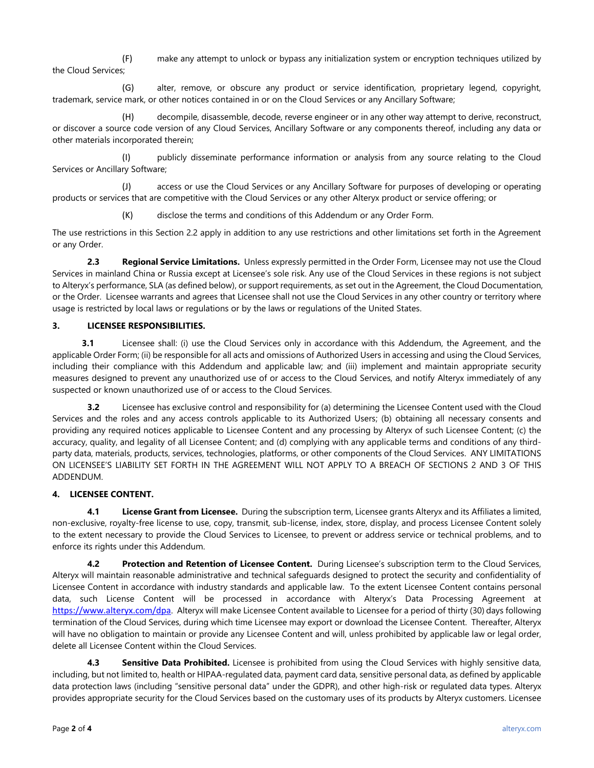(F) make any attempt to unlock or bypass any initialization system or encryption techniques utilized by the Cloud Services;

(G) alter, remove, or obscure any product or service identification, proprietary legend, copyright, trademark, service mark, or other notices contained in or on the Cloud Services or any Ancillary Software;

(H) decompile, disassemble, decode, reverse engineer or in any other way attempt to derive, reconstruct, or discover a source code version of any Cloud Services, Ancillary Software or any components thereof, including any data or other materials incorporated therein;

(I) publicly disseminate performance information or analysis from any source relating to the Cloud Services or Ancillary Software;

(J) access or use the Cloud Services or any Ancillary Software for purposes of developing or operating products or services that are competitive with the Cloud Services or any other Alteryx product or service offering; or

(K) disclose the terms and conditions of this Addendum or any Order Form.

The use restrictions in this Section 2.2 apply in addition to any use restrictions and other limitations set forth in the Agreement or any Order.

**2.3 Regional Service Limitations.** Unless expressly permitted in the Order Form, Licensee may not use the Cloud Services in mainland China or Russia except at Licensee's sole risk. Any use of the Cloud Services in these regions is not subject to Alteryx's performance, SLA (as defined below), or support requirements, as set out in the Agreement, the Cloud Documentation, or the Order. Licensee warrants and agrees that Licensee shall not use the Cloud Services in any other country or territory where usage is restricted by local laws or regulations or by the laws or regulations of the United States.

**3. LICENSEE RESPONSIBILITIES.**

**3.1** Licensee shall: (i) use the Cloud Services only in accordance with this Addendum, the Agreement, and the applicable Order Form; (ii) be responsible for all acts and omissions of Authorized Users in accessing and using the Cloud Services, including their compliance with this Addendum and applicable law; and (iii) implement and maintain appropriate security measures designed to prevent any unauthorized use of or access to the Cloud Services, and notify Alteryx immediately of any suspected or known unauthorized use of or access to the Cloud Services.

**3.2** Licensee has exclusive control and responsibility for (a) determining the Licensee Content used with the Cloud Services and the roles and any access controls applicable to its Authorized Users; (b) obtaining all necessary consents and providing any required notices applicable to Licensee Content and any processing by Alteryx of such Licensee Content; (c) the accuracy, quality, and legality of all Licensee Content; and (d) complying with any applicable terms and conditions of any third-party data, materials, products, services, technologies, platforms, or other components of the Cloud Services. ANY LIMITATIONS ON LICENSEE'S LIABILITY SET FORTH IN THE AGREEMENT WILL NOT APPLY TO A BREACH OF SECTIONS 2 AND 3 OF THIS ADDENDUM.

**4. LICENSEE CONTENT.**

**4.1 License Grant from Licensee.** During the subscription term, Licensee grants Alteryx and its Affiliates a limited, non-exclusive, royalty-free license to use, copy, transmit, sub-license, index, store, display, and process Licensee Content solely to the extent necessary to provide the Cloud Services to Licensee, to prevent or address service or technical problems, and to enforce its rights under this Addendum.

**4.2 Protection and Retention of Licensee Content.** During Licensee's subscription term to the Cloud Services, Alteryx will maintain reasonable administrative and technical safeguards designed to protect the security and confidentiality of Licensee Content in accordance with industry standards and applicable law. To the extent Licensee Content contains personal data, such License Content will be processed in accordance with Alteryx's Data Processing Agreement at https://www.alteryx.com/dpa. Alteryx will make Licensee Content available to Licensee for a period of thirty (30) days following termination of the Cloud Services, during which time Licensee may export or download the Licensee Content. Thereafter, Alteryx will have no obligation to maintain or provide any Licensee Content and will, unless prohibited by applicable law or legal order, delete all Licensee Content within the Cloud Services.

**4.3 Sensitive Data Prohibited.** Licensee is prohibited from using the Cloud Services with highly sensitive data, including, but not limited to, health or HIPAA-regulated data, payment card data, sensitive personal data, as defined by applicable data protection laws (including "sensitive personal data" under the GDPR), and other high-risk or regulated data types. Alteryx provides appropriate security for the Cloud Services based on the customary uses of its products by Alteryx customers. Licensee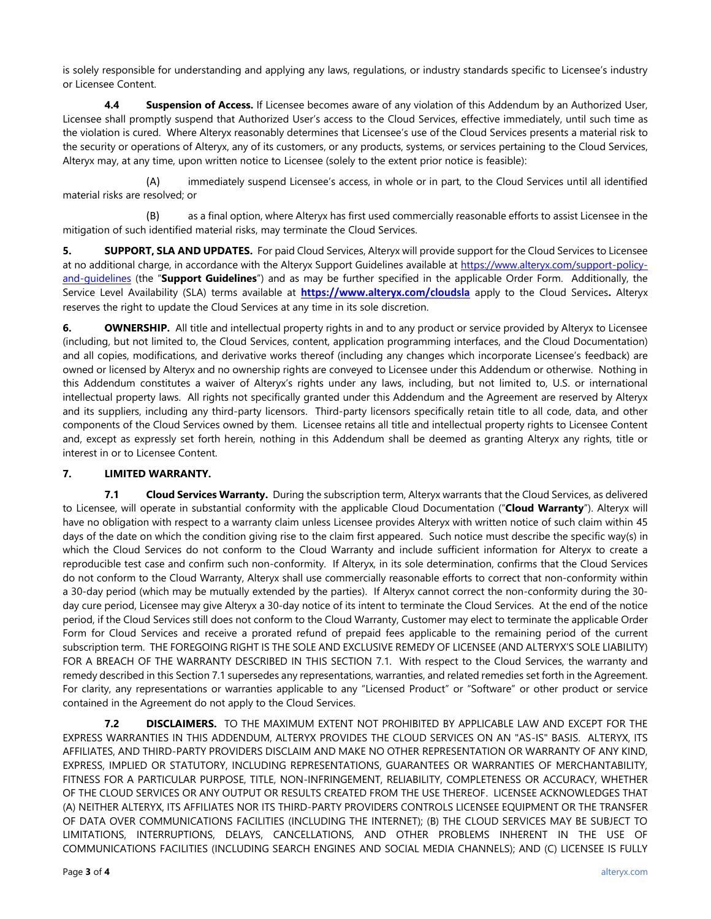is solely responsible for understanding and applying any laws, regulations, or industry standards specific to Licensee's industry or Licensee Content.

**4.4 Suspension of Access.** If Licensee becomes aware of any violation of this Addendum by an Authorized User, Licensee shall promptly suspend that Authorized User's access to the Cloud Services, effective immediately, until such time as the violation is cured. Where Alteryx reasonably determines that Licensee's use of the Cloud Services presents a material risk to the security or operations of Alteryx, any of its customers, or any products, systems, or services pertaining to the Cloud Services, Alteryx may, at any time, upon written notice to Licensee (solely to the extent prior notice is feasible):

(A) immediately suspend Licensee's access, in whole or in part, to the Cloud Services until all identified material risks are resolved; or

(B) as a final option, where Alteryx has first used commercially reasonable efforts to assist Licensee in the mitigation of such identified material risks, may terminate the Cloud Services.

**5. SUPPORT, SLA AND UPDATES.** For paid Cloud Services, Alteryx will provide support for the Cloud Services to Licensee at no additional charge, in accordance with the Alteryx Support Guidelines available at [https://www.alteryx.com/support-policy-and-guidelines](https://www.alteryx.com/support-policy-and-guidelines) (the "**Support Guidelines**") and as may be further specified in the applicable Order Form. Additionally, the Service Level Availability (SLA) terms available at **[https://www.alteryx.com/cloudsla](https://www.alteryx.com/cloudsla)** apply to the Cloud Services**.** Alteryx reserves the right to update the Cloud Services at any time in its sole discretion.

**6. OWNERSHIP.** All title and intellectual property rights in and to any product or service provided by Alteryx to Licensee (including, but not limited to, the Cloud Services, content, application programming interfaces, and the Cloud Documentation) and all copies, modifications, and derivative works thereof (including any changes which incorporate Licensee's feedback) are owned or licensed by Alteryx and no ownership rights are conveyed to Licensee under this Addendum or otherwise. Nothing in this Addendum constitutes a waiver of Alteryx's rights under any laws, including, but not limited to, U.S. or international intellectual property laws. All rights not specifically granted under this Addendum and the Agreement are reserved by Alteryx and its suppliers, including any third-party licensors. Third-party licensors specifically retain title to all code, data, and other components of the Cloud Services owned by them. Licensee retains all title and intellectual property rights to Licensee Content and, except as expressly set forth herein, nothing in this Addendum shall be deemed as granting Alteryx any rights, title or interest in or to Licensee Content.

**7. LIMITED WARRANTY.**

**7.1 Cloud Services Warranty.** During the subscription term, Alteryx warrants that the Cloud Services, as delivered to Licensee, will operate in substantial conformity with the applicable Cloud Documentation ("**Cloud Warranty**"). Alteryx will have no obligation with respect to a warranty claim unless Licensee provides Alteryx with written notice of such claim within 45 days of the date on which the condition giving rise to the claim first appeared. Such notice must describe the specific way(s) in which the Cloud Services do not conform to the Cloud Warranty and include sufficient information for Alteryx to create a reproducible test case and confirm such non-conformity. If Alteryx, in its sole determination, confirms that the Cloud Services do not conform to the Cloud Warranty, Alteryx shall use commercially reasonable efforts to correct that non-conformity within a 30-day period (which may be mutually extended by the parties). If Alteryx cannot correct the non-conformity during the 30-day cure period, Licensee may give Alteryx a 30-day notice of its intent to terminate the Cloud Services. At the end of the notice period, if the Cloud Services still does not conform to the Cloud Warranty, Customer may elect to terminate the applicable Order Form for Cloud Services and receive a prorated refund of prepaid fees applicable to the remaining period of the current subscription term. THE FOREGOING RIGHT IS THE SOLE AND EXCLUSIVE REMEDY OF LICENSEE (AND ALTERYX'S SOLE LIABILITY) FOR A BREACH OF THE WARRANTY DESCRIBED IN THIS SECTION 7.1. With respect to the Cloud Services, the warranty and remedy described in this Section 7.1 supersedes any representations, warranties, and related remedies set forth in the Agreement. For clarity, any representations or warranties applicable to any "Licensed Product" or "Software" or other product or service contained in the Agreement do not apply to the Cloud Services.

**7.2 DISCLAIMERS.** TO THE MAXIMUM EXTENT NOT PROHIBITED BY APPLICABLE LAW AND EXCEPT FOR THE EXPRESS WARRANTIES IN THIS ADDENDUM, ALTERYX PROVIDES THE CLOUD SERVICES ON AN "AS-IS" BASIS. ALTERYX, ITS AFFILIATES, AND THIRD-PARTY PROVIDERS DISCLAIM AND MAKE NO OTHER REPRESENTATION OR WARRANTY OF ANY KIND, EXPRESS, IMPLIED OR STATUTORY, INCLUDING REPRESENTATIONS, GUARANTEES OR WARRANTIES OF MERCHANTABILITY, FITNESS FOR A PARTICULAR PURPOSE, TITLE, NON-INFRINGEMENT, RELIABILITY, COMPLETENESS OR ACCURACY, WHETHER OF THE CLOUD SERVICES OR ANY OUTPUT OR RESULTS CREATED FROM THE USE THEREOF. LICENSEE ACKNOWLEDGES THAT (A) NEITHER ALTERYX, ITS AFFILIATES NOR ITS THIRD-PARTY PROVIDERS CONTROLS LICENSEE EQUIPMENT OR THE TRANSFER OF DATA OVER COMMUNICATIONS FACILITIES (INCLUDING THE INTERNET); (B) THE CLOUD SERVICES MAY BE SUBJECT TO LIMITATIONS, INTERRUPTIONS, DELAYS, CANCELLATIONS, AND OTHER PROBLEMS INHERENT IN THE USE OF COMMUNICATIONS FACILITIES (INCLUDING SEARCH ENGINES AND SOCIAL MEDIA CHANNELS); AND (C) LICENSEE IS FULLY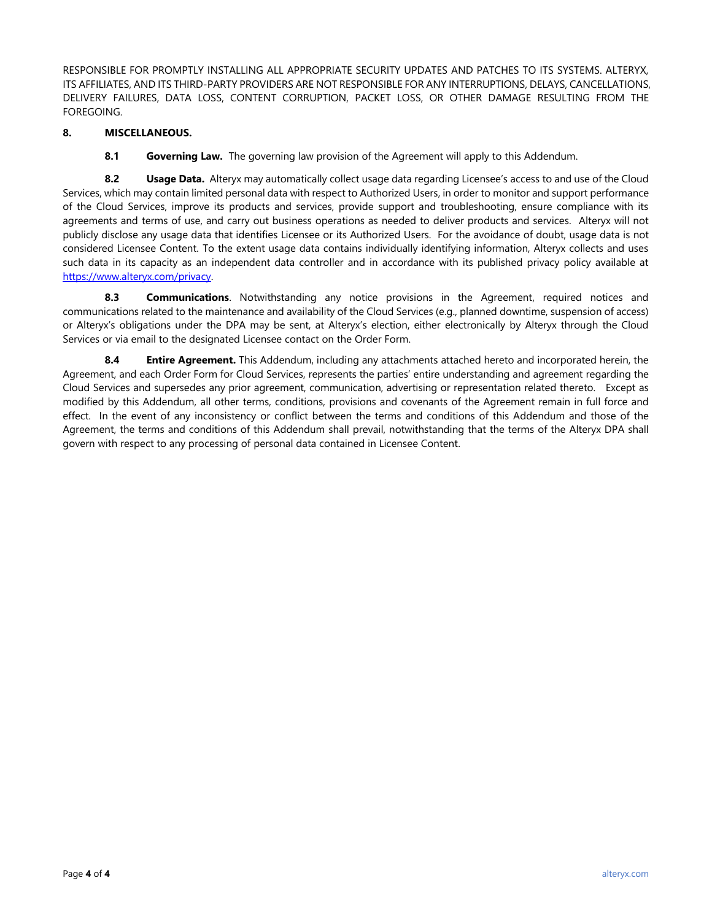RESPONSIBLE FOR PROMPTLY INSTALLING ALL APPROPRIATE SECURITY UPDATES AND PATCHES TO ITS SYSTEMS. ALTERYX, ITS AFFILIATES, AND ITS THIRD-PARTY PROVIDERS ARE NOT RESPONSIBLE FOR ANY INTERRUPTIONS, DELAYS, CANCELLATIONS, DELIVERY FAILURES, DATA LOSS, CONTENT CORRUPTION, PACKET LOSS, OR OTHER DAMAGE RESULTING FROM THE FOREGOING.

**8. MISCELLANEOUS.**

**8.1 Governing Law.** The governing law provision of the Agreement will apply to this Addendum.

**8.2 Usage Data.** Alteryx may automatically collect usage data regarding Licensee's access to and use of the Cloud Services, which may contain limited personal data with respect to Authorized Users, in order to monitor and support performance of the Cloud Services, improve its products and services, provide support and troubleshooting, ensure compliance with its agreements and terms of use, and carry out business operations as needed to deliver products and services. Alteryx will not publicly disclose any usage data that identifies Licensee or its Authorized Users. For the avoidance of doubt, usage data is not considered Licensee Content. To the extent usage data contains individually identifying information, Alteryx collects and uses such data in its capacity as an independent data controller and in accordance with its published privacy policy available at [https://www.alteryx.com/privacy](https://www.alteryx.com/privacy).

**8.3 Communications**. Notwithstanding any notice provisions in the Agreement, required notices and communications related to the maintenance and availability of the Cloud Services (e.g., planned downtime, suspension of access) or Alteryx's obligations under the DPA may be sent, at Alteryx's election, either electronically by Alteryx through the Cloud Services or via email to the designated Licensee contact on the Order Form.

**8.4 Entire Agreement.** This Addendum, including any attachments attached hereto and incorporated herein, the Agreement, and each Order Form for Cloud Services, represents the parties' entire understanding and agreement regarding the Cloud Services and supersedes any prior agreement, communication, advertising or representation related thereto. Except as modified by this Addendum, all other terms, conditions, provisions and covenants of the Agreement remain in full force and effect. In the event of any inconsistency or conflict between the terms and conditions of this Addendum and those of the Agreement, the terms and conditions of this Addendum shall prevail, notwithstanding that the terms of the Alteryx DPA shall govern with respect to any processing of personal data contained in Licensee Content.